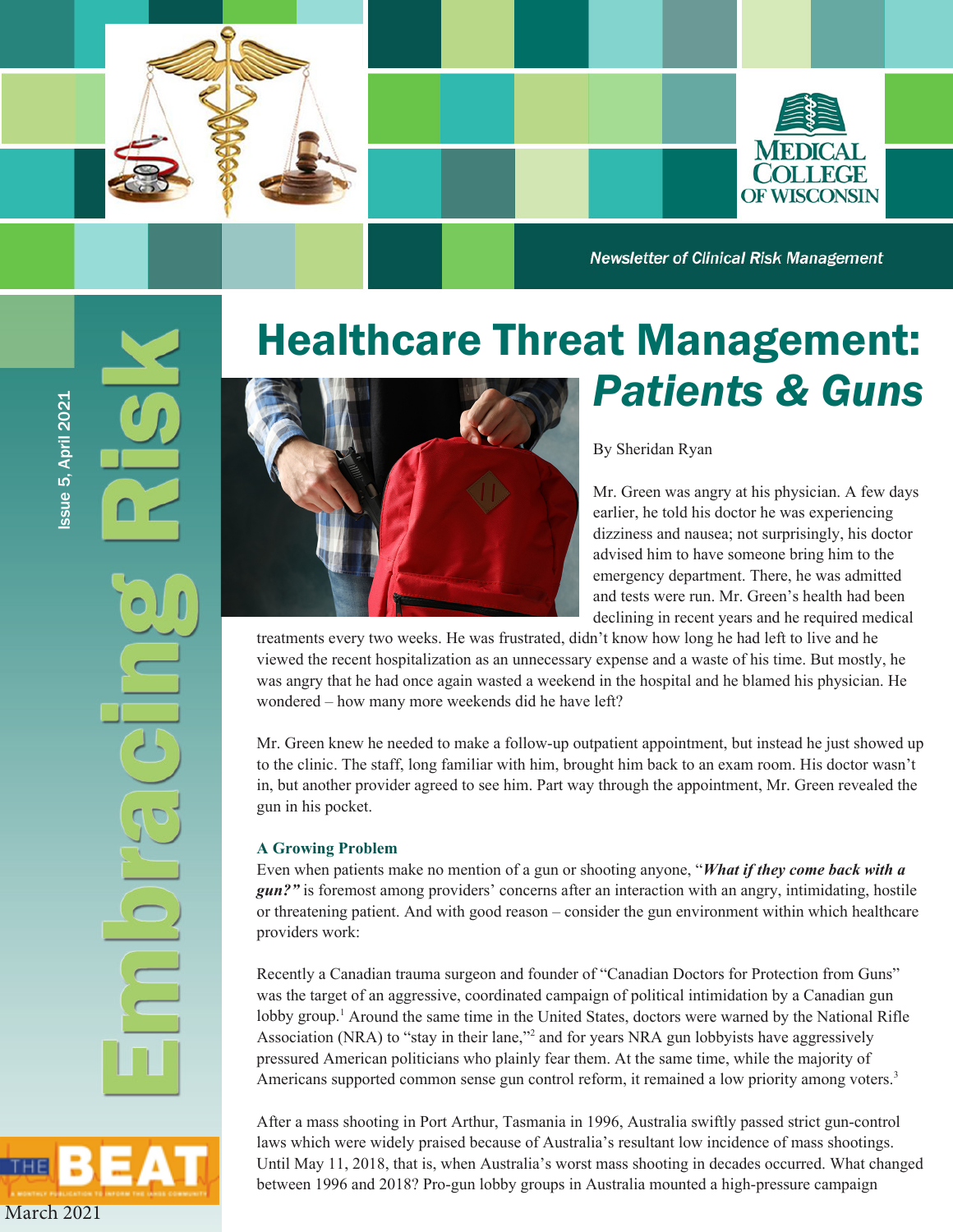Newsletter of Clinical Risk Management

# Embracing Risk

Issue 5, April 2021

# Healthcare Threat Management: *Patients & Guns*

By Sheridan Ryan

Mr. Green was angry at his physician. A few days earlier, he told his doctor he was experiencing dizziness and nausea; not surprisingly, his doctor advised him to have someone bring him to the emergency department. There, he was admitted and tests were run. Mr. Green's health had been declining in recent years and he required medical treatments every two weeks. He was frustrated, didn't know how long he had left to live and he viewed the recent hospitalization as an unnecessary expense and a waste of his time. But mostly, he was angry that he had once again wasted a weekend in the hospital and he blamed his physician. He wondered – how many more weekends did he have left?

Mr. Green knew he needed to make a follow-up outpatient appointment, but instead he just showed up to the clinic. The staff, long familiar with him, brought him back to an exam room. His doctor wasn't in, but another provider agreed to see him. Part way through the appointment, Mr. Green revealed the gun in his pocket.

### A Growing Problem

Even when patients make no mention of a gun or shooting anyone, "***What if they come back with a gun?"*** is foremost among providers' concerns after an interaction with an angry, intimidating, hostile or threatening patient. And with good reason – consider the gun environment within which healthcare providers work:

Recently a Canadian trauma surgeon and founder of "Canadian Doctors for Protection from Guns" was the target of an aggressive, coordinated campaign of political intimidation by a Canadian gun lobby group.[1] Around the same time in the United States, doctors were warned by the National Rifle Association (NRA) to "stay in their lane,"[2] and for years NRA gun lobbyists have aggressively pressured American politicians who plainly fear them. At the same time, while the majority of Americans supported common sense gun control reform, it remained a low priority among voters.[3]

After a mass shooting in Port Arthur, Tasmania in 1996, Australia swiftly passed strict gun-control laws which were widely praised because of Australia's resultant low incidence of mass shootings. Until May 11, 2018, that is, when Australia's worst mass shooting in decades occurred. What changed between 1996 and 2018? Pro-gun lobby groups in Australia mounted a high-pressure campaign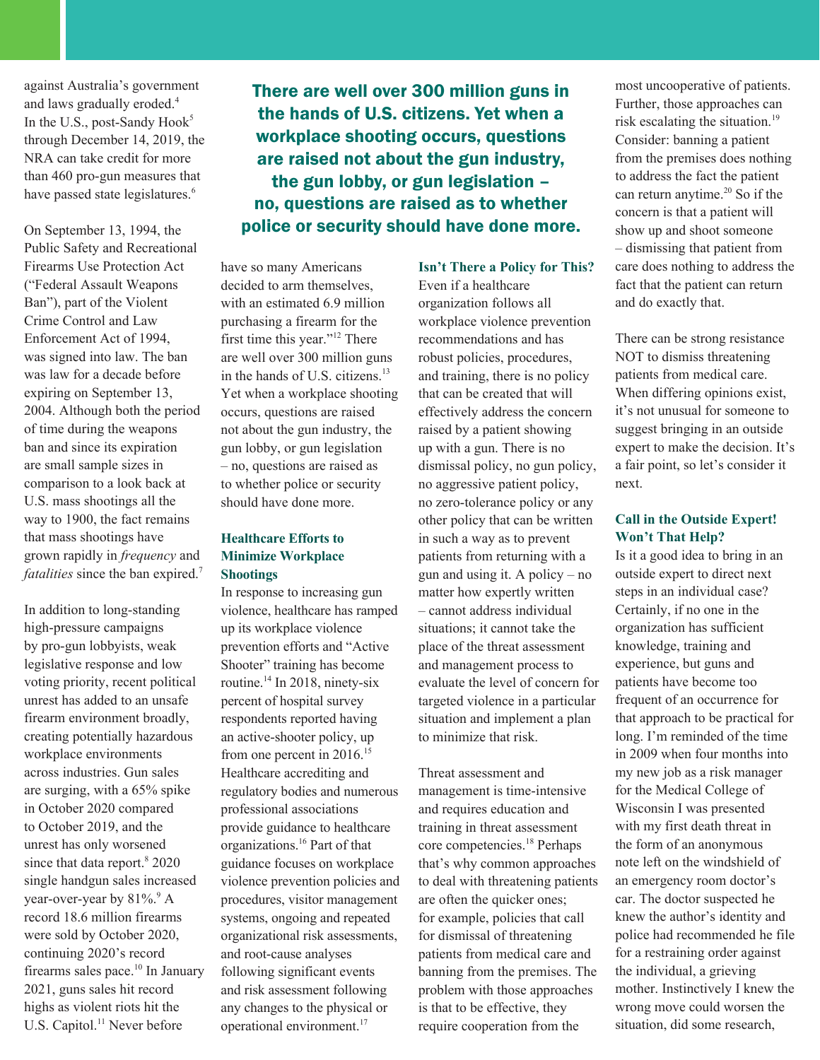against Australia's government and laws gradually eroded.[4] In the U.S., post-Sandy Hook[5] through December 14, 2019, the NRA can take credit for more than 460 pro-gun measures that have passed state legislatures.[6]

On September 13, 1994, the Public Safety and Recreational Firearms Use Protection Act ("Federal Assault Weapons Ban"), part of the Violent Crime Control and Law Enforcement Act of 1994, was signed into law. The ban was law for a decade before expiring on September 13, 2004. Although both the period of time during the weapons ban and since its expiration are small sample sizes in comparison to a look back at U.S. mass shootings all the way to 1900, the fact remains that mass shootings have grown rapidly in *frequency* and *fatalities* since the ban expired.[7]

In addition to long-standing high-pressure campaigns by pro-gun lobbyists, weak legislative response and low voting priority, recent political unrest has added to an unsafe firearm environment broadly, creating potentially hazardous workplace environments across industries. Gun sales are surging, with a 65% spike in October 2020 compared to October 2019, and the unrest has only worsened since that data report.[8] 2020 single handgun sales increased year-over-year by 81%.[9] A record 18.6 million firearms were sold by October 2020, continuing 2020's record firearms sales pace.[10] In January 2021, guns sales hit record highs as violent riots hit the U.S. Capitol.[11] Never before have so many Americans decided to arm themselves, with an estimated 6.9 million purchasing a firearm for the first time this year."[12] There are well over 300 million guns in the hands of U.S. citizens.[13] Yet when a workplace shooting occurs, questions are raised not about the gun industry, the gun lobby, or gun legislation – no, questions are raised as to whether police or security should have done more.

**There are well over 300 million guns in the hands of U.S. citizens. Yet when a workplace shooting occurs, questions are raised not about the gun industry, the gun lobby, or gun legislation – no, questions are raised as to whether police or security should have done more.**

### Healthcare Efforts to Minimize Workplace Shootings

In response to increasing gun violence, healthcare has ramped up its workplace violence prevention efforts and "Active Shooter" training has become routine.[14] In 2018, ninety-six percent of hospital survey respondents reported having an active-shooter policy, up from one percent in 2016.[15] Healthcare accrediting and regulatory bodies and numerous professional associations provide guidance to healthcare organizations.[16] Part of that guidance focuses on workplace violence prevention policies and procedures, visitor management systems, ongoing and repeated organizational risk assessments, and root-cause analyses following significant events and risk assessment following any changes to the physical or operational environment.[17]

### Isn't There a Policy for This?

Even if a healthcare organization follows all workplace violence prevention recommendations and has robust policies, procedures, and training, there is no policy that can be created that will effectively address the concern raised by a patient showing up with a gun. There is no dismissal policy, no gun policy, no aggressive patient policy, no zero-tolerance policy or any other policy that can be written in such a way as to prevent patients from returning with a gun and using it. A policy – no matter how expertly written – cannot address individual situations; it cannot take the place of the threat assessment and management process to evaluate the level of concern for targeted violence in a particular situation and implement a plan to minimize that risk.

Threat assessment and management is time-intensive and requires education and training in threat assessment core competencies.[18] Perhaps that's why common approaches to deal with threatening patients are often the quicker ones; for example, policies that call for dismissal of threatening patients from medical care and banning from the premises. The problem with those approaches is that to be effective, they require cooperation from the most uncooperative of patients. Further, those approaches can risk escalating the situation.[19] Consider: banning a patient from the premises does nothing to address the fact the patient can return anytime.[20] So if the concern is that a patient will show up and shoot someone – dismissing that patient from care does nothing to address the fact that the patient can return and do exactly that.

There can be strong resistance NOT to dismiss threatening patients from medical care. When differing opinions exist, it's not unusual for someone to suggest bringing in an outside expert to make the decision. It's a fair point, so let's consider it next.

### Call in the Outside Expert! Won't That Help?

Is it a good idea to bring in an outside expert to direct next steps in an individual case? Certainly, if no one in the organization has sufficient knowledge, training and experience, but guns and patients have become too frequent of an occurrence for that approach to be practical for long. I'm reminded of the time in 2009 when four months into my new job as a risk manager for the Medical College of Wisconsin I was presented with my first death threat in the form of an anonymous note left on the windshield of an emergency room doctor's car. The doctor suspected he knew the author's identity and police had recommended he file for a restraining order against the individual, a grieving mother. Instinctively I knew the wrong move could worsen the situation, did some research,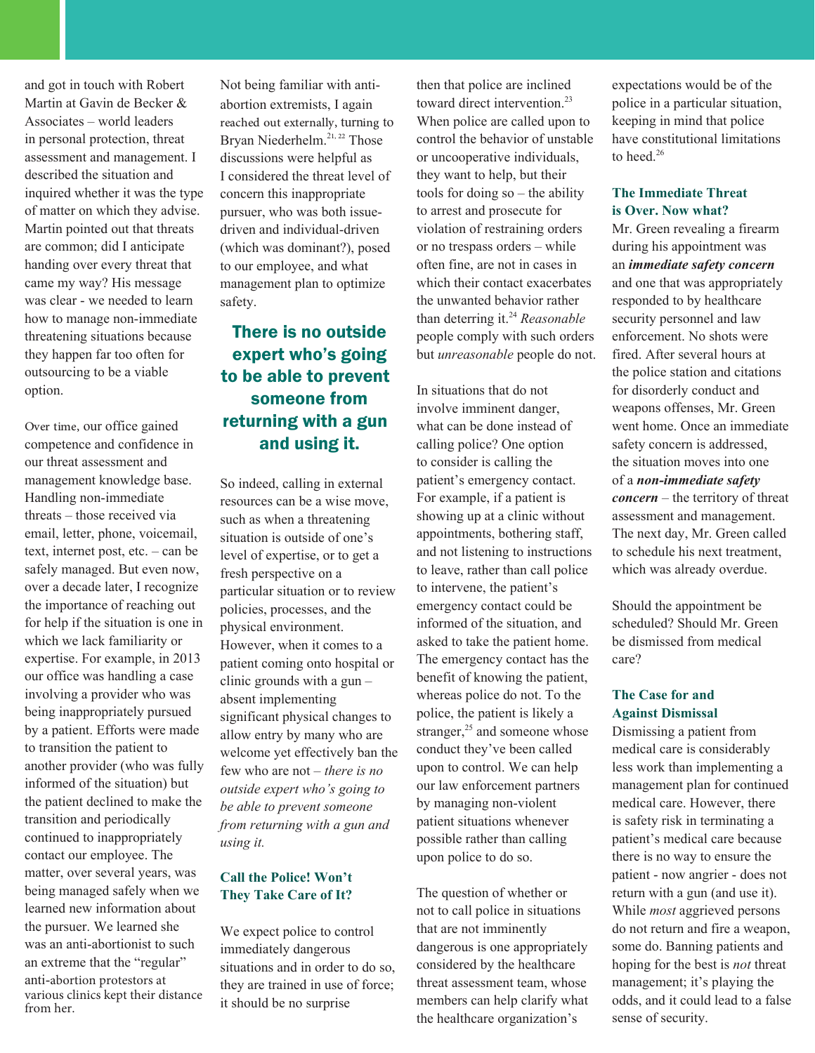and got in touch with Robert Martin at Gavin de Becker & Associates – world leaders in personal protection, threat assessment and management. I described the situation and inquired whether it was the type of matter on which they advise. Martin pointed out that threats are common; did I anticipate handing over every threat that came my way? His message was clear - we needed to learn how to manage non-immediate threatening situations because they happen far too often for outsourcing to be a viable option.

Over time, our office gained competence and confidence in our threat assessment and management knowledge base. Handling non-immediate threats – those received via email, letter, phone, voicemail, text, internet post, etc. – can be safely managed. But even now, over a decade later, I recognize the importance of reaching out for help if the situation is one in which we lack familiarity or expertise. For example, in 2013 our office was handling a case involving a provider who was being inappropriately pursued by a patient. Efforts were made to transition the patient to another provider (who was fully informed of the situation) but the patient declined to make the transition and periodically continued to inappropriately contact our employee. The matter, over several years, was being managed safely when we learned new information about the pursuer. We learned she was an anti-abortionist to such an extreme that the "regular" anti-abortion protestors at various clinics kept their distance from her.

Not being familiar with anti-abortion extremists, I again reached out externally, turning to Bryan Niederhelm.[21, 22] Those discussions were helpful as I considered the threat level of concern this inappropriate pursuer, who was both issue-driven and individual-driven (which was dominant?), posed to our employee, and what management plan to optimize safety.

> **There is no outside expert who's going to be able to prevent someone from returning with a gun and using it.**

So indeed, calling in external resources can be a wise move, such as when a threatening situation is outside of one's level of expertise, or to get a fresh perspective on a particular situation or to review policies, processes, and the physical environment. However, when it comes to a patient coming onto hospital or clinic grounds with a gun – absent implementing significant physical changes to allow entry by many who are welcome yet effectively ban the few who are not – *there is no outside expert who's going to be able to prevent someone from returning with a gun and using it.*

## Call the Police! Won't They Take Care of It?

We expect police to control immediately dangerous situations and in order to do so, they are trained in use of force; it should be no surprise then that police are inclined toward direct intervention.[23] When police are called upon to control the behavior of unstable or uncooperative individuals, they want to help, but their tools for doing so – the ability to arrest and prosecute for violation of restraining orders or no trespass orders – while often fine, are not in cases in which their contact exacerbates the unwanted behavior rather than deterring it.[24] *Reasonable* people comply with such orders but *unreasonable* people do not.

In situations that do not involve imminent danger, what can be done instead of calling police? One option to consider is calling the patient's emergency contact. For example, if a patient is showing up at a clinic without appointments, bothering staff, and not listening to instructions to leave, rather than call police to intervene, the patient's emergency contact could be informed of the situation, and asked to take the patient home. The emergency contact has the benefit of knowing the patient, whereas police do not. To the police, the patient is likely a stranger,[25] and someone whose conduct they've been called upon to control. We can help our law enforcement partners by managing non-violent patient situations whenever possible rather than calling upon police to do so.

The question of whether or not to call police in situations that are not imminently dangerous is one appropriately considered by the healthcare threat assessment team, whose members can help clarify what the healthcare organization's expectations would be of the police in a particular situation, keeping in mind that police have constitutional limitations to heed.[26]

## The Immediate Threat is Over. Now what?

Mr. Green revealing a firearm during his appointment was an ***immediate safety concern*** and one that was appropriately responded to by healthcare security personnel and law enforcement. No shots were fired. After several hours at the police station and citations for disorderly conduct and weapons offenses, Mr. Green went home. Once an immediate safety concern is addressed, the situation moves into one of a ***non-immediate safety concern*** – the territory of threat assessment and management. The next day, Mr. Green called to schedule his next treatment, which was already overdue.

Should the appointment be scheduled? Should Mr. Green be dismissed from medical care?

## The Case for and Against Dismissal

Dismissing a patient from medical care is considerably less work than implementing a management plan for continued medical care. However, there is safety risk in terminating a patient's medical care because there is no way to ensure the patient - now angrier - does not return with a gun (and use it). While *most* aggrieved persons do not return and fire a weapon, some do. Banning patients and hoping for the best is *not* threat management; it's playing the odds, and it could lead to a false sense of security.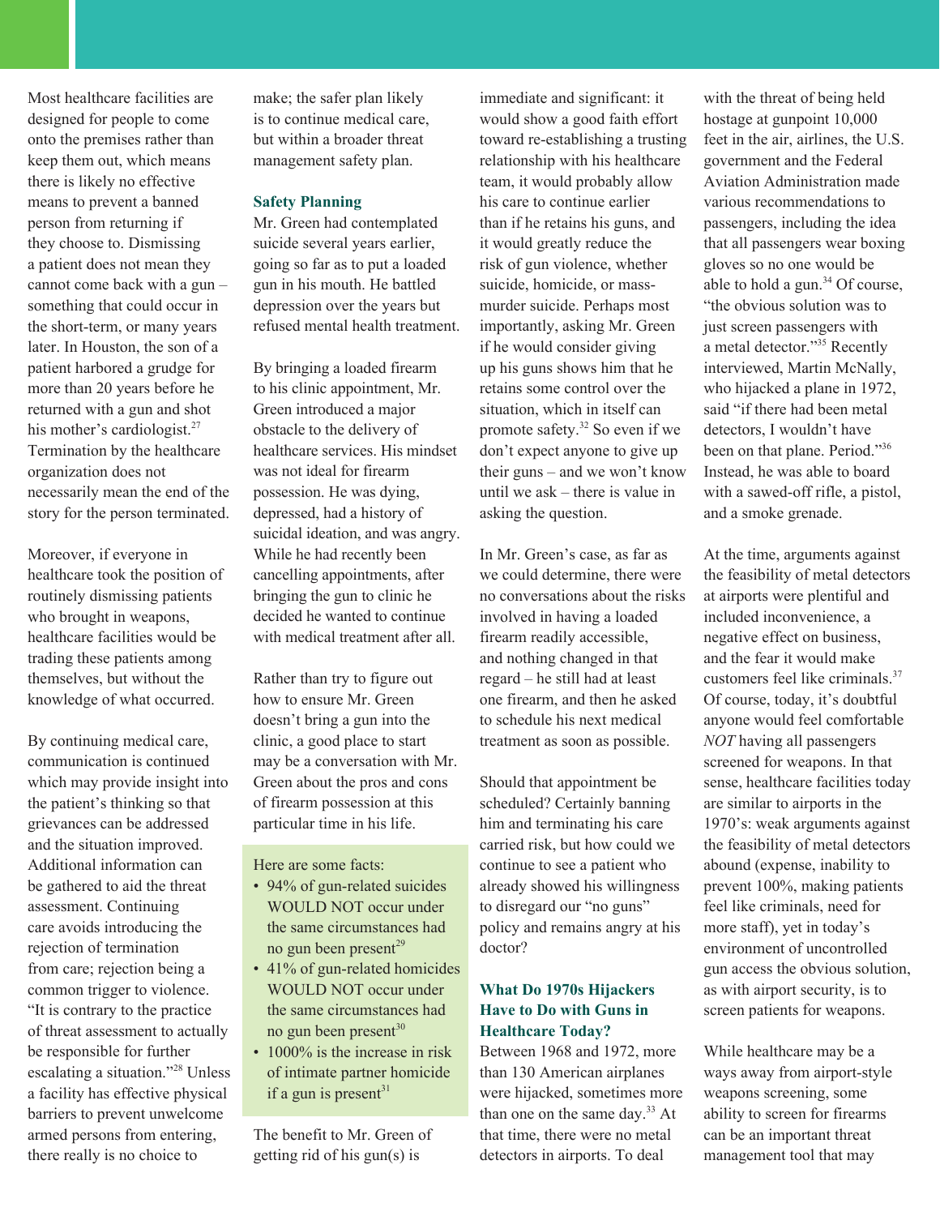Most healthcare facilities are designed for people to come onto the premises rather than keep them out, which means there is likely no effective means to prevent a banned person from returning if they choose to. Dismissing a patient does not mean they cannot come back with a gun – something that could occur in the short-term, or many years later. In Houston, the son of a patient harbored a grudge for more than 20 years before he returned with a gun and shot his mother's cardiologist.[27] Termination by the healthcare organization does not necessarily mean the end of the story for the person terminated.

Moreover, if everyone in healthcare took the position of routinely dismissing patients who brought in weapons, healthcare facilities would be trading these patients among themselves, but without the knowledge of what occurred.

By continuing medical care, communication is continued which may provide insight into the patient's thinking so that grievances can be addressed and the situation improved. Additional information can be gathered to aid the threat assessment. Continuing care avoids introducing the rejection of termination from care; rejection being a common trigger to violence. "It is contrary to the practice of threat assessment to actually be responsible for further escalating a situation."[28] Unless a facility has effective physical barriers to prevent unwelcome armed persons from entering, there really is no choice to make; the safer plan likely is to continue medical care, but within a broader threat management safety plan.

### Safety Planning

Mr. Green had contemplated suicide several years earlier, going so far as to put a loaded gun in his mouth. He battled depression over the years but refused mental health treatment.

By bringing a loaded firearm to his clinic appointment, Mr. Green introduced a major obstacle to the delivery of healthcare services. His mindset was not ideal for firearm possession. He was dying, depressed, had a history of suicidal ideation, and was angry. While he had recently been cancelling appointments, after bringing the gun to clinic he decided he wanted to continue with medical treatment after all.

Rather than try to figure out how to ensure Mr. Green doesn't bring a gun into the clinic, a good place to start may be a conversation with Mr. Green about the pros and cons of firearm possession at this particular time in his life.

Here are some facts:

- 94% of gun-related suicides WOULD NOT occur under the same circumstances had no gun been present[29]
- 41% of gun-related homicides WOULD NOT occur under the same circumstances had no gun been present[30]
- 1000% is the increase in risk of intimate partner homicide if a gun is present[31]

The benefit to Mr. Green of getting rid of his gun(s) is immediate and significant: it would show a good faith effort toward re-establishing a trusting relationship with his healthcare team, it would probably allow his care to continue earlier than if he retains his guns, and it would greatly reduce the risk of gun violence, whether suicide, homicide, or mass-murder suicide. Perhaps most importantly, asking Mr. Green if he would consider giving up his guns shows him that he retains some control over the situation, which in itself can promote safety.[32] So even if we don't expect anyone to give up their guns – and we won't know until we ask – there is value in asking the question.

In Mr. Green's case, as far as we could determine, there were no conversations about the risks involved in having a loaded firearm readily accessible, and nothing changed in that regard – he still had at least one firearm, and then he asked to schedule his next medical treatment as soon as possible.

Should that appointment be scheduled? Certainly banning him and terminating his care carried risk, but how could we continue to see a patient who already showed his willingness to disregard our "no guns" policy and remains angry at his doctor?

### What Do 1970s Hijackers Have to Do with Guns in Healthcare Today?

Between 1968 and 1972, more than 130 American airplanes were hijacked, sometimes more than one on the same day.[33] At that time, there were no metal detectors in airports. To deal with the threat of being held hostage at gunpoint 10,000 feet in the air, airlines, the U.S. government and the Federal Aviation Administration made various recommendations to passengers, including the idea that all passengers wear boxing gloves so no one would be able to hold a gun.[34] Of course, "the obvious solution was to just screen passengers with a metal detector."[35] Recently interviewed, Martin McNally, who hijacked a plane in 1972, said "if there had been metal detectors, I wouldn't have been on that plane. Period."[36] Instead, he was able to board with a sawed-off rifle, a pistol, and a smoke grenade.

At the time, arguments against the feasibility of metal detectors at airports were plentiful and included inconvenience, a negative effect on business, and the fear it would make customers feel like criminals.[37] Of course, today, it's doubtful anyone would feel comfortable *NOT* having all passengers screened for weapons. In that sense, healthcare facilities today are similar to airports in the 1970's: weak arguments against the feasibility of metal detectors abound (expense, inability to prevent 100%, making patients feel like criminals, need for more staff), yet in today's environment of uncontrolled gun access the obvious solution, as with airport security, is to screen patients for weapons.

While healthcare may be a ways away from airport-style weapons screening, some ability to screen for firearms can be an important threat management tool that may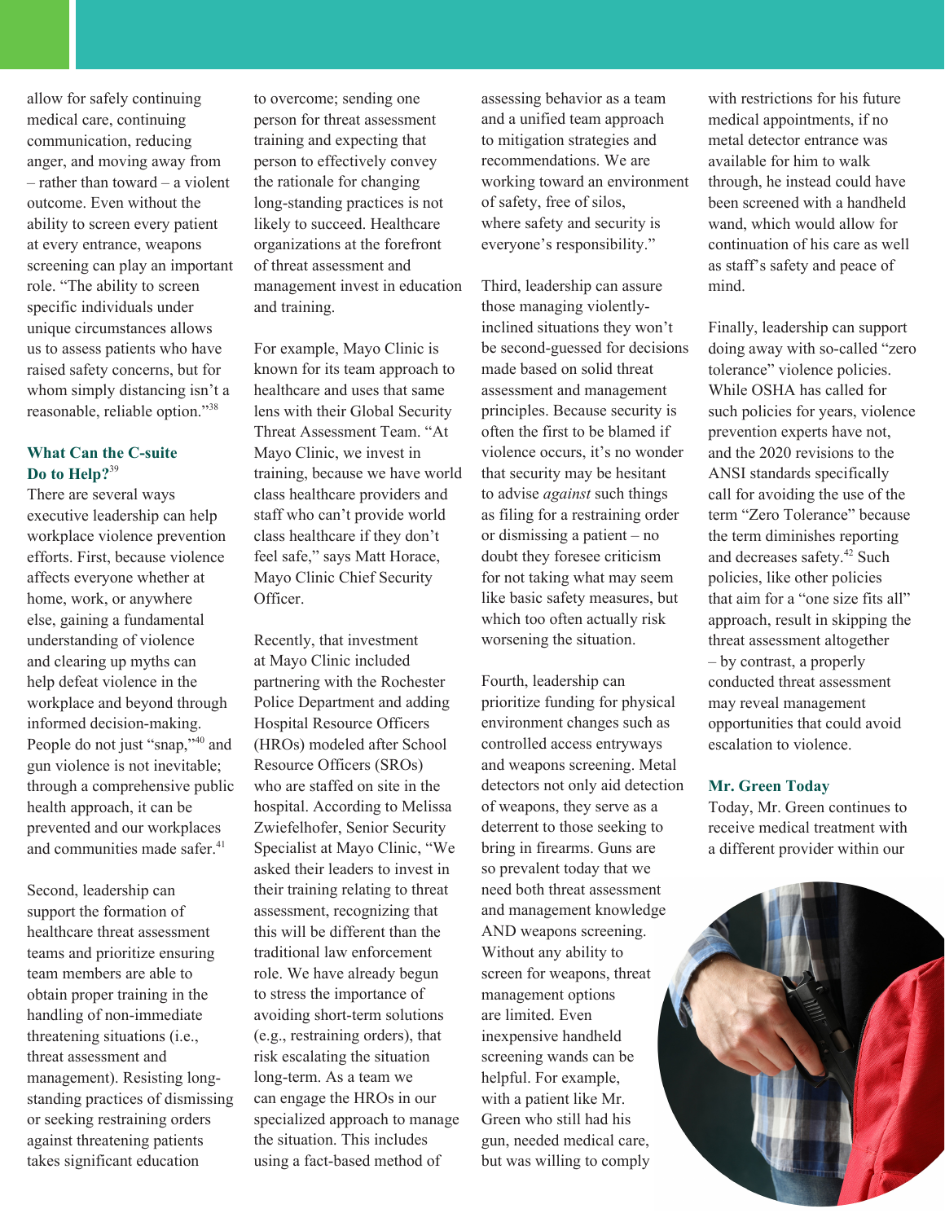allow for safely continuing medical care, continuing communication, reducing anger, and moving away from – rather than toward – a violent outcome. Even without the ability to screen every patient at every entrance, weapons screening can play an important role. "The ability to screen specific individuals under unique circumstances allows us to assess patients who have raised safety concerns, but for whom simply distancing isn't a reasonable, reliable option."[38]

## What Can the C-suite Do to Help?[39]

There are several ways executive leadership can help workplace violence prevention efforts. First, because violence affects everyone whether at home, work, or anywhere else, gaining a fundamental understanding of violence and clearing up myths can help defeat violence in the workplace and beyond through informed decision-making. People do not just "snap,"[40] and gun violence is not inevitable; through a comprehensive public health approach, it can be prevented and our workplaces and communities made safer.[41]

Second, leadership can support the formation of healthcare threat assessment teams and prioritize ensuring team members are able to obtain proper training in the handling of non-immediate threatening situations (i.e., threat assessment and management). Resisting long-standing practices of dismissing or seeking restraining orders against threatening patients takes significant education to overcome; sending one person for threat assessment training and expecting that person to effectively convey the rationale for changing long-standing practices is not likely to succeed. Healthcare organizations at the forefront of threat assessment and management invest in education and training.

For example, Mayo Clinic is known for its team approach to healthcare and uses that same lens with their Global Security Threat Assessment Team. "At Mayo Clinic, we invest in training, because we have world class healthcare providers and staff who can't provide world class healthcare if they don't feel safe," says Matt Horace, Mayo Clinic Chief Security Officer.

Recently, that investment at Mayo Clinic included partnering with the Rochester Police Department and adding Hospital Resource Officers (HROs) modeled after School Resource Officers (SROs) who are staffed on site in the hospital. According to Melissa Zwiefelhofer, Senior Security Specialist at Mayo Clinic, "We asked their leaders to invest in their training relating to threat assessment, recognizing that this will be different than the traditional law enforcement role. We have already begun to stress the importance of avoiding short-term solutions (e.g., restraining orders), that risk escalating the situation long-term. As a team we can engage the HROs in our specialized approach to manage the situation. This includes using a fact-based method of assessing behavior as a team and a unified team approach to mitigation strategies and recommendations. We are working toward an environment of safety, free of silos, where safety and security is everyone's responsibility."

Third, leadership can assure those managing violently-inclined situations they won't be second-guessed for decisions made based on solid threat assessment and management principles. Because security is often the first to be blamed if violence occurs, it's no wonder that security may be hesitant to advise *against* such things as filing for a restraining order or dismissing a patient – no doubt they foresee criticism for not taking what may seem like basic safety measures, but which too often actually risk worsening the situation.

Fourth, leadership can prioritize funding for physical environment changes such as controlled access entryways and weapons screening. Metal detectors not only aid detection of weapons, they serve as a deterrent to those seeking to bring in firearms. Guns are so prevalent today that we need both threat assessment and management knowledge AND weapons screening. Without any ability to screen for weapons, threat management options are limited. Even inexpensive handheld screening wands can be helpful. For example, with a patient like Mr. Green who still had his gun, needed medical care, but was willing to comply with restrictions for his future medical appointments, if no metal detector entrance was available for him to walk through, he instead could have been screened with a handheld wand, which would allow for continuation of his care as well as staff's safety and peace of mind.

Finally, leadership can support doing away with so-called "zero tolerance" violence policies. While OSHA has called for such policies for years, violence prevention experts have not, and the 2020 revisions to the ANSI standards specifically call for avoiding the use of the term "Zero Tolerance" because the term diminishes reporting and decreases safety.[42] Such policies, like other policies that aim for a "one size fits all" approach, result in skipping the threat assessment altogether – by contrast, a properly conducted threat assessment may reveal management opportunities that could avoid escalation to violence.

## Mr. Green Today

Today, Mr. Green continues to receive medical treatment with a different provider within our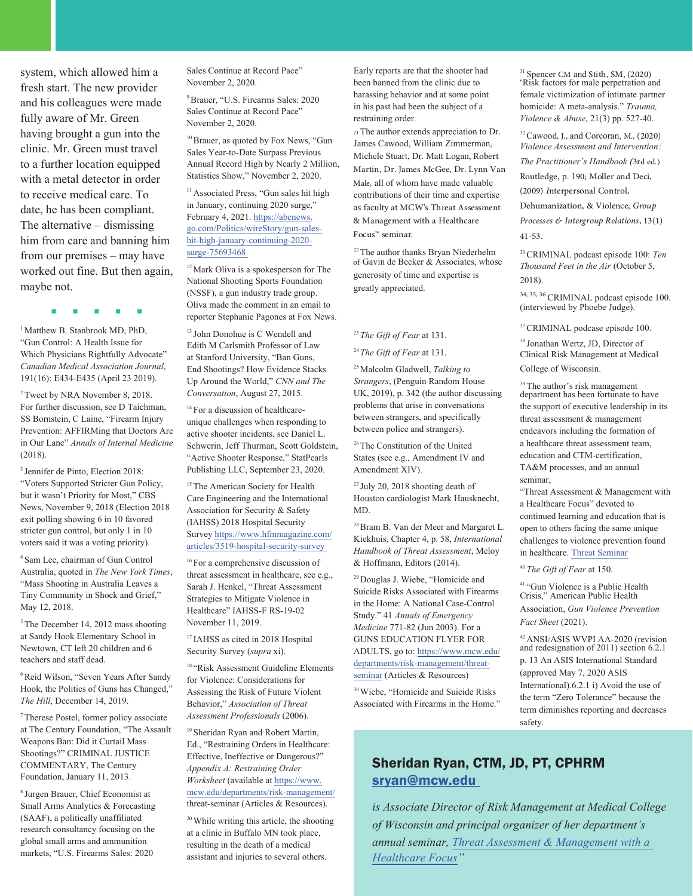system, which allowed him a fresh start. The new provider and his colleagues were made fully aware of Mr. Green having brought a gun into the clinic. Mr. Green must travel to a further location equipped with a metal detector in order to receive medical care. To date, he has been compliant. The alternative – dismissing him from care and banning him from our premises – may have worked out fine. But then again, maybe not.

▪ ▪ ▪ ▪ ▪

[1] Matthew B. Stanbrook MD, PhD, "Gun Control: A Health Issue for Which Physicians Rightfully Advocate" *Canadian Medical Association Journal*, 191(16): E434-E435 (April 23 2019).

[2] Tweet by NRA November 8, 2018. For further discussion, see D Taichman, SS Bornstein, C Laine, "Firearm Injury Prevention: AFFIRMing that Doctors Are in Our Lane" *Annals of Internal Medicine* (2018).

[3] Jennifer de Pinto, Election 2018: "Voters Supported Stricter Gun Policy, but it wasn't Priority for Most," CBS News, November 9, 2018 (Election 2018 exit polling showing 6 in 10 favored stricter gun control, but only 1 in 10 voters said it was a voting priority).

[4] Sam Lee, chairman of Gun Control Australia, quoted in *The New York Times*, "Mass Shooting in Australia Leaves a Tiny Community in Shock and Grief," May 12, 2018.

[5] The December 14, 2012 mass shooting at Sandy Hook Elementary School in Newtown, CT left 20 children and 6 teachers and staff dead.

[6] Reid Wilson, "Seven Years After Sandy Hook, the Politics of Guns has Changed," *The Hill*, December 14, 2019.

[7] Therese Postel, former policy associate at The Century Foundation, "The Assault Weapons Ban: Did it Curtail Mass Shootings?" CRIMINAL JUSTICE COMMENTARY, The Century Foundation, January 11, 2013.

[8] Jurgen Brauer, Chief Economist at Small Arms Analytics & Forecasting (SAAF), a politically unaffiliated research consultancy focusing on the global small arms and ammunition markets, "U.S. Firearms Sales: 2020 Sales Continue at Record Pace" November 2, 2020.

[9] Brauer, "U.S. Firearms Sales: 2020 Sales Continue at Record Pace" November 2, 2020.

[10] Brauer, as quoted by Fox News, "Gun Sales Year-to-Date Surpass Previous Annual Record High by Nearly 2 Million, Statistics Show," November 2, 2020.

[11] Associated Press, "Gun sales hit high in January, continuing 2020 surge," February 4, 2021. https://abcnews.go.com/Politics/wireStory/gun-sales-hit-high-january-continuing-2020-surge-75693468

[12] Mark Oliva is a spokesperson for The National Shooting Sports Foundation (NSSF), a gun industry trade group. Oliva made the comment in an email to reporter Stephanie Pagones at Fox News.

[13] John Donohue is C Wendell and Edith M Carlsmith Professor of Law at Stanford University, "Ban Guns, End Shootings? How Evidence Stacks Up Around the World," *CNN and The Conversation*, August 27, 2015.

[14] For a discussion of healthcare-unique challenges when responding to active shooter incidents, see Daniel L. Schwerin, Jeff Thurman, Scott Goldstein, "Active Shooter Response," StatPearls Publishing LLC, September 23, 2020.

[15] The American Society for Health Care Engineering and the International Association for Security & Safety (IAHSS) 2018 Hospital Security Survey https://www.hfmmagazine.com/articles/3519-hospital-security-survey

[16] For a comprehensive discussion of threat assessment in healthcare, see e.g., Sarah J. Henkel, "Threat Assessment Strategies to Mitigate Violence in Healthcare" IAHSS-F RS-19-02 November 11, 2019.

[17] IAHSS as cited in 2018 Hospital Security Survey (*supra* xi).

[18] "Risk Assessment Guideline Elements for Violence: Considerations for Assessing the Risk of Future Violent Behavior," *Association of Threat Assessment Professionals* (2006).

[19] Sheridan Ryan and Robert Martin, Ed., "Restraining Orders in Healthcare: Effective, Ineffective or Dangerous?" *Appendix A: Restraining Order Worksheet* (available at https://www.mcw.edu/departments/risk-management/threat-seminar (Articles & Resources).

[20] While writing this article, the shooting at a clinic in Buffalo MN took place, resulting in the death of a medical assistant and injuries to several others. Early reports are that the shooter had been banned from the clinic due to harassing behavior and at some point in his past had been the subject of a restraining order.

[21] The author extends appreciation to Dr. James Cawood, William Zimmerman, Michele Stuart, Dr. Matt Logan, Robert Martin, Dr. James McGee, Dr. Lynn Van Male, all of whom have made valuable contributions of their time and expertise as faculty at MCW's Threat Assessment & Management with a Healthcare Focus™ seminar.

[22] The author thanks Bryan Niederhelm of Gavin de Becker & Associates, whose generosity of time and expertise is greatly appreciated.

[23] *The Gift of Fear* at 131.

[24] *The Gift of Fear* at 131.

[25] Malcolm Gladwell, *Talking to Strangers*, (Penguin Random House UK, 2019), p. 342 (the author discussing problems that arise in conversations between strangers, and specifically between police and strangers).

[26] The Constitution of the United States (see e.g., Amendment IV and Amendment XIV).

[27] July 20, 2018 shooting death of Houston cardiologist Mark Hausknecht, MD.

[28] Bram B. Van der Meer and Margaret L. Kiekhuis, Chapter 4, p. 58, *International Handbook of Threat Assessment*, Meloy & Hoffmann, Editors (2014).

[29] Douglas J. Wiebe, "Homicide and Suicide Risks Associated with Firearms in the Home: A National Case-Control Study." 41 *Annals of Emergency Medicine* 771-82 (Jun 2003). For a GUNS EDUCATION FLYER FOR ADULTS, go to: https://www.mcw.edu/departments/risk-management/threat-seminar (Articles & Resources)

[30] Wiebe, "Homicide and Suicide Risks Associated with Firearms in the Home."

[31] Spencer CM and Stith, SM, (2020) "Risk factors for male perpetration and female victimization of intimate partner homicide: A meta-analysis." *Trauma, Violence & Abuse*, 21(3) pp. 527-40.

[32] Cawood, J., and Corcoran, M., (2020) *Violence Assessment and Intervention: The Practitioner's Handbook (*3rd ed.) Routledge, p. 190; Moller and Deci, (2009) Interpersonal Control, Dehumanization, & Violence, *Group Processes & Intergroup Relations*, 13(1) 41-53.

[33] CRIMINAL podcast episode 100: *Ten Thousand Feet in the Air* (October 5, 2018).

[34, 35, 36] CRIMINAL podcast episode 100. (interviewed by Phoebe Judge).

[37] CRIMINAL podcase episode 100.

[38] Jonathan Wertz, JD, Director of Clinical Risk Management at Medical College of Wisconsin.

[39] The author's risk management department has been fortunate to have the support of executive leadership in its threat assessment & management endeavors including the formation of a healthcare threat assessment team, education and CTM-certification, TA&M processes, and an annual seminar, "Threat Assessment & Management with a Healthcare Focus" devoted to continued learning and education that is open to others facing the same unique challenges to violence prevention found in healthcare. Threat Seminar

[40] *The Gift of Fear* at 150.

[41] "Gun Violence is a Public Health Crisis," American Public Health Association, *Gun Violence Prevention Fact Sheet* (2021).

[42] ANSI/ASIS WVPI AA-2020 (revision and redesignation of 2011) section 6.2.1 p. 13 An ASIS International Standard (approved May 7, 2020 ASIS International).6.2.1 i) Avoid the use of the term "Zero Tolerance" because the term diminishes reporting and decreases safety.

## Sheridan Ryan, CTM, JD, PT, CPHRM
**sryan@mcw.edu**

*is Associate Director of Risk Management at Medical College of Wisconsin and principal organizer of her department's annual seminar, Threat Assessment & Management with a Healthcare Focus"*